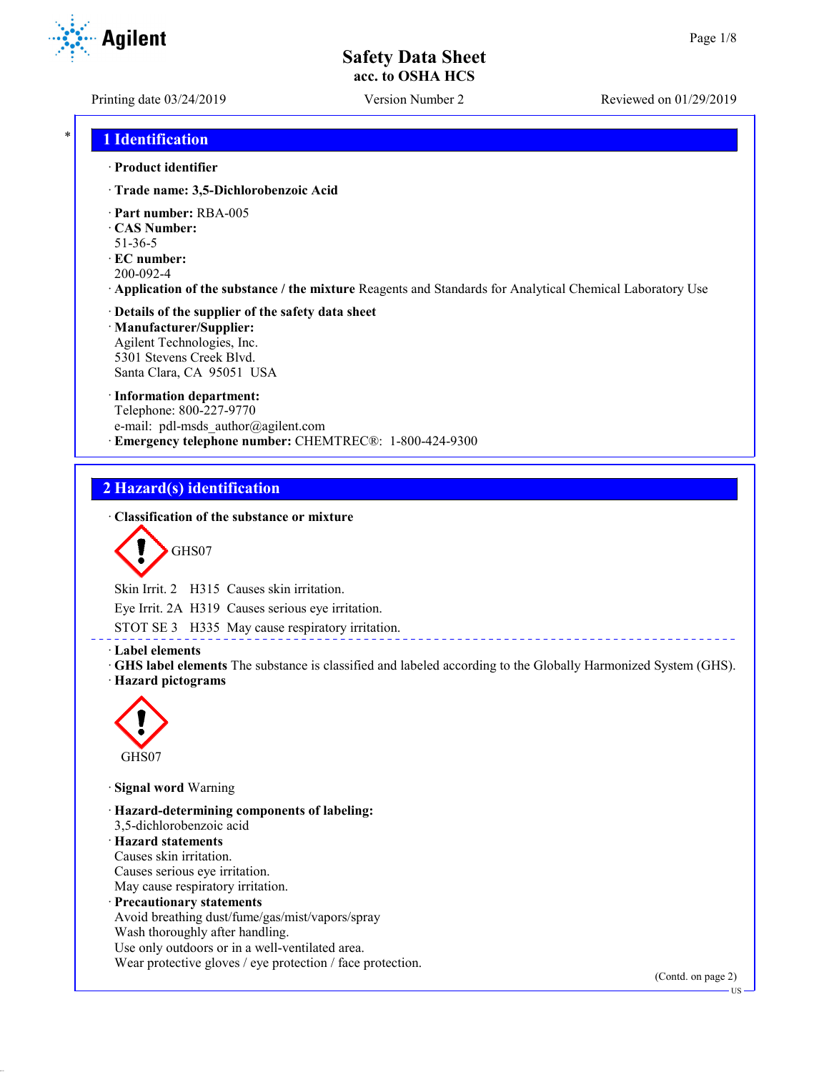# Safety Data Sheet
**acc. to OSHA HCS**

Printing date 03/24/2019 Version Number 2 Reviewed on 01/29/2019

## 1 Identification

· **Product identifier**

· **Trade name: 3,5-Dichlorobenzoic Acid**

· **Part number:** RBA-005
· **CAS Number:**
51-36-5
· **EC number:**
200-092-4
· **Application of the substance / the mixture** Reagents and Standards for Analytical Chemical Laboratory Use

· **Details of the supplier of the safety data sheet**
· **Manufacturer/Supplier:**
Agilent Technologies, Inc.
5301 Stevens Creek Blvd.
Santa Clara, CA 95051 USA

· **Information department:**
Telephone: 800-227-9770
e-mail: pdl-msds_author@agilent.com
· **Emergency telephone number:** CHEMTREC®: 1-800-424-9300

## 2 Hazard(s) identification

· **Classification of the substance or mixture**

GHS07

Skin Irrit. 2 H315 Causes skin irritation.

Eye Irrit. 2A H319 Causes serious eye irritation.

STOT SE 3 H335 May cause respiratory irritation.

· **Label elements**
· **GHS label elements** The substance is classified and labeled according to the Globally Harmonized System (GHS).
· **Hazard pictograms**

GHS07

· **Signal word** Warning

· **Hazard-determining components of labeling:**
3,5-dichlorobenzoic acid
· **Hazard statements**
Causes skin irritation.
Causes serious eye irritation.
May cause respiratory irritation.
· **Precautionary statements**
Avoid breathing dust/fume/gas/mist/vapors/spray
Wash thoroughly after handling.
Use only outdoors or in a well-ventilated area.
Wear protective gloves / eye protection / face protection.

(Contd. on page 2)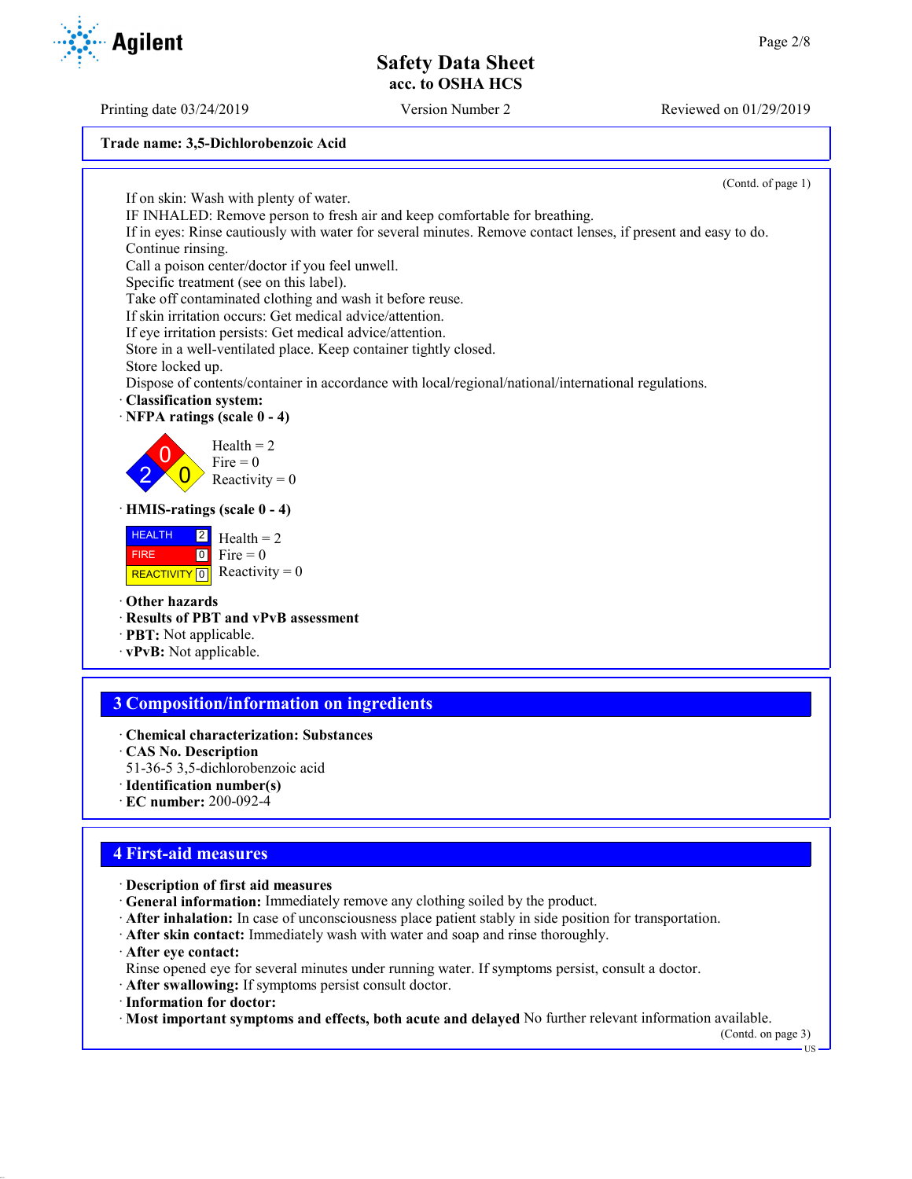Trade name: 3,5-Dichlorobenzoic Acid

(Contd. of page 1)

If on skin: Wash with plenty of water.
IF INHALED: Remove person to fresh air and keep comfortable for breathing.
If in eyes: Rinse cautiously with water for several minutes. Remove contact lenses, if present and easy to do. Continue rinsing.
Call a poison center/doctor if you feel unwell.
Specific treatment (see on this label).
Take off contaminated clothing and wash it before reuse.
If skin irritation occurs: Get medical advice/attention.
If eye irritation persists: Get medical advice/attention.
Store in a well-ventilated place. Keep container tightly closed.
Store locked up.
Dispose of contents/container in accordance with local/regional/national/international regulations.

· **Classification system:**
· **NFPA ratings (scale 0 - 4)**

Health = 2
Fire = 0
Reactivity = 0

· **HMIS-ratings (scale 0 - 4)**

| | |
|---|---|
| HEALTH | 2 |
| FIRE | 0 |
| REACTIVITY | 0 |

Health = 2
Fire = 0
Reactivity = 0

· **Other hazards**
· **Results of PBT and vPvB assessment**
· **PBT:** Not applicable.
· **vPvB:** Not applicable.

## 3 Composition/information on ingredients

· **Chemical characterization: Substances**
· **CAS No. Description**
51-36-5 3,5-dichlorobenzoic acid
· **Identification number(s)**
· **EC number:** 200-092-4

## 4 First-aid measures

· **Description of first aid measures**
· **General information:** Immediately remove any clothing soiled by the product.
· **After inhalation:** In case of unconsciousness place patient stably in side position for transportation.
· **After skin contact:** Immediately wash with water and soap and rinse thoroughly.
· **After eye contact:**
Rinse opened eye for several minutes under running water. If symptoms persist, consult a doctor.
· **After swallowing:** If symptoms persist consult doctor.
· **Information for doctor:**
· **Most important symptoms and effects, both acute and delayed** No further relevant information available.

(Contd. on page 3)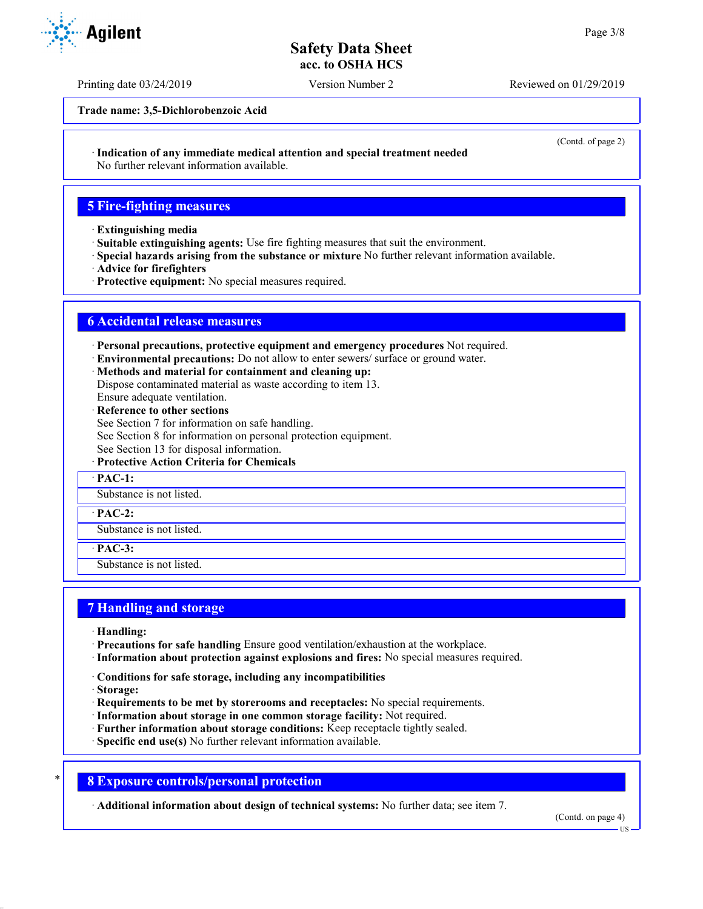**Trade name: 3,5-Dichlorobenzoic Acid**

(Contd. of page 2)

· **Indication of any immediate medical attention and special treatment needed**
No further relevant information available.

## 5 Fire-fighting measures

· **Extinguishing media**
· **Suitable extinguishing agents:** Use fire fighting measures that suit the environment.
· **Special hazards arising from the substance or mixture** No further relevant information available.
· **Advice for firefighters**
· **Protective equipment:** No special measures required.

## 6 Accidental release measures

· **Personal precautions, protective equipment and emergency procedures** Not required.
· **Environmental precautions:** Do not allow to enter sewers/ surface or ground water.
· **Methods and material for containment and cleaning up:**
Dispose contaminated material as waste according to item 13.
Ensure adequate ventilation.
· **Reference to other sections**
See Section 7 for information on safe handling.
See Section 8 for information on personal protection equipment.
See Section 13 for disposal information.
· **Protective Action Criteria for Chemicals**

· **PAC-1:**
Substance is not listed.

· **PAC-2:**
Substance is not listed.

· **PAC-3:**
Substance is not listed.

## 7 Handling and storage

· **Handling:**
· **Precautions for safe handling** Ensure good ventilation/exhaustion at the workplace.
· **Information about protection against explosions and fires:** No special measures required.

· **Conditions for safe storage, including any incompatibilities**
· **Storage:**
· **Requirements to be met by storerooms and receptacles:** No special requirements.
· **Information about storage in one common storage facility:** Not required.
· **Further information about storage conditions:** Keep receptacle tightly sealed.
· **Specific end use(s)** No further relevant information available.

## 8 Exposure controls/personal protection

· **Additional information about design of technical systems:** No further data; see item 7.

(Contd. on page 4)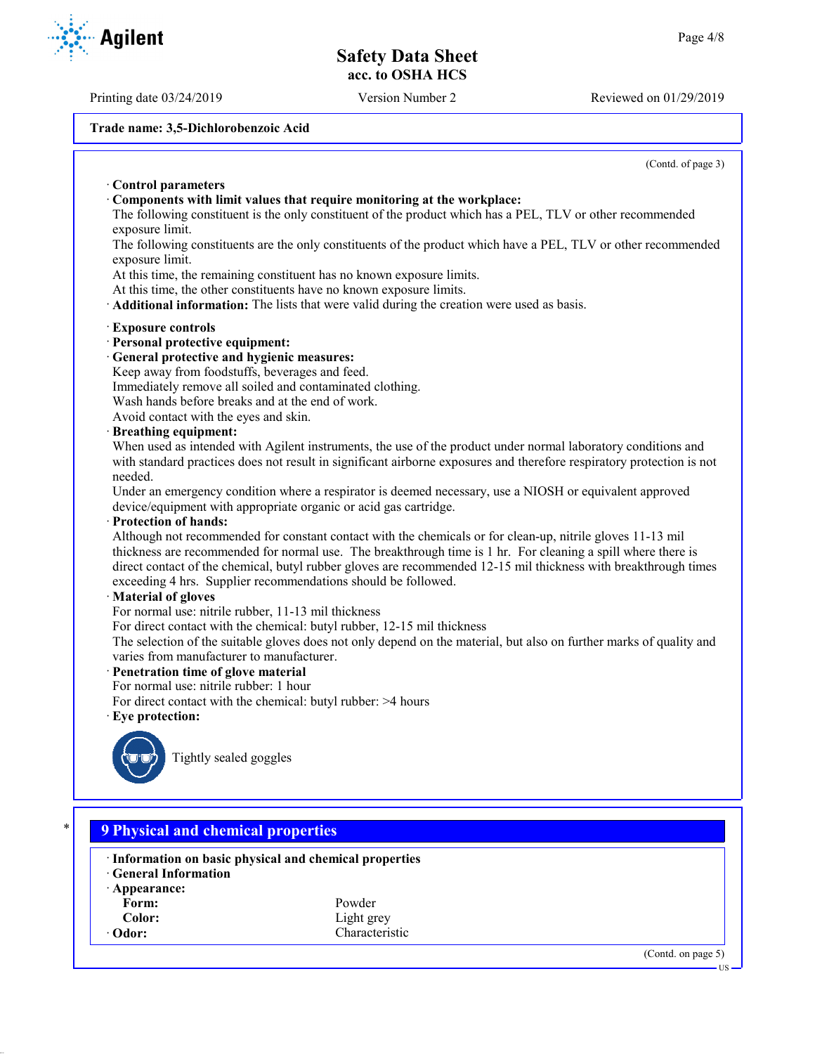**Trade name: 3,5-Dichlorobenzoic Acid**

(Contd. of page 3)

· **Control parameters**
· **Components with limit values that require monitoring at the workplace:**
The following constituent is the only constituent of the product which has a PEL, TLV or other recommended exposure limit.
The following constituents are the only constituents of the product which have a PEL, TLV or other recommended exposure limit.
At this time, the remaining constituent has no known exposure limits.
At this time, the other constituents have no known exposure limits.
· **Additional information:** The lists that were valid during the creation were used as basis.

· **Exposure controls**
· **Personal protective equipment:**
· **General protective and hygienic measures:**
Keep away from foodstuffs, beverages and feed.
Immediately remove all soiled and contaminated clothing.
Wash hands before breaks and at the end of work.
Avoid contact with the eyes and skin.
· **Breathing equipment:**
When used as intended with Agilent instruments, the use of the product under normal laboratory conditions and with standard practices does not result in significant airborne exposures and therefore respiratory protection is not needed.
Under an emergency condition where a respirator is deemed necessary, use a NIOSH or equivalent approved device/equipment with appropriate organic or acid gas cartridge.
· **Protection of hands:**
Although not recommended for constant contact with the chemicals or for clean-up, nitrile gloves 11-13 mil thickness are recommended for normal use. The breakthrough time is 1 hr. For cleaning a spill where there is direct contact of the chemical, butyl rubber gloves are recommended 12-15 mil thickness with breakthrough times exceeding 4 hrs. Supplier recommendations should be followed.
· **Material of gloves**
For normal use: nitrile rubber, 11-13 mil thickness
For direct contact with the chemical: butyl rubber, 12-15 mil thickness
The selection of the suitable gloves does not only depend on the material, but also on further marks of quality and varies from manufacturer to manufacturer.
· **Penetration time of glove material**
For normal use: nitrile rubber: 1 hour
For direct contact with the chemical: butyl rubber: >4 hours
· **Eye protection:**

Tightly sealed goggles

\*

## 9 Physical and chemical properties

· **Information on basic physical and chemical properties**
· **General Information**
· **Appearance:**

| | |
|---|---|
| **Form:** | Powder |
| **Color:** | Light grey |
| · **Odor:** | Characteristic |

(Contd. on page 5)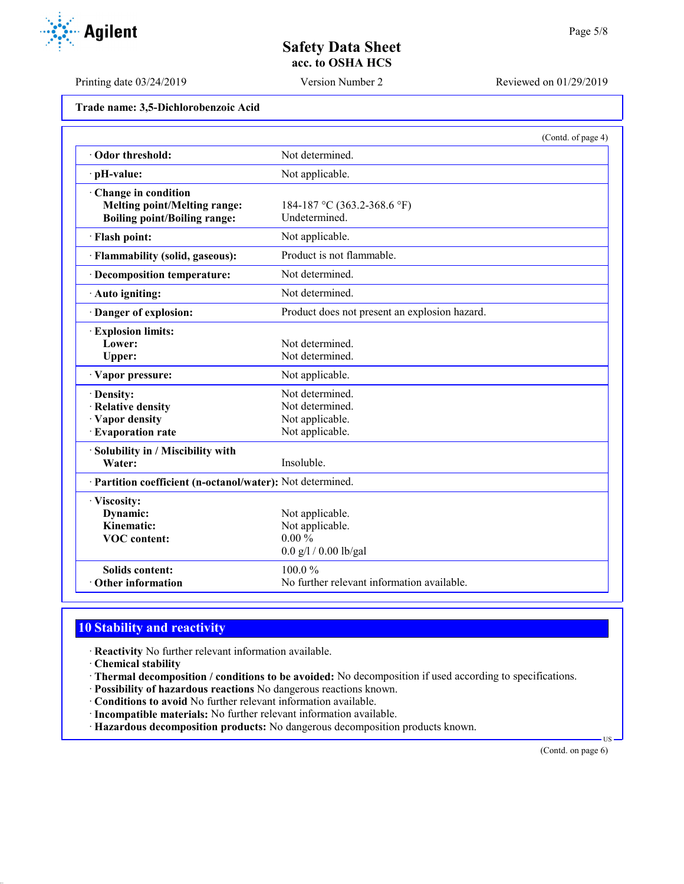Trade name: 3,5-Dichlorobenzoic Acid

(Contd. of page 4)

| Property | Value |
|---|---|
| · **Odor threshold:** | Not determined. |
| · **pH-value:** | Not applicable. |
| · **Change in condition** | |
| **Melting point/Melting range:** | 184-187 °C (363.2-368.6 °F) |
| **Boiling point/Boiling range:** | Undetermined. |
| · **Flash point:** | Not applicable. |
| · **Flammability (solid, gaseous):** | Product is not flammable. |
| · **Decomposition temperature:** | Not determined. |
| · **Auto igniting:** | Not determined. |
| · **Danger of explosion:** | Product does not present an explosion hazard. |
| · **Explosion limits:** | |
| **Lower:** | Not determined. |
| **Upper:** | Not determined. |
| · **Vapor pressure:** | Not applicable. |
| · **Density:** | Not determined. |
| · **Relative density** | Not determined. |
| · **Vapor density** | Not applicable. |
| · **Evaporation rate** | Not applicable. |
| · **Solubility in / Miscibility with** | |
| **Water:** | Insoluble. |
| · **Partition coefficient (n-octanol/water):** | Not determined. |
| · **Viscosity:** | |
| **Dynamic:** | Not applicable. |
| **Kinematic:** | Not applicable. |
| **VOC content:** | 0.00 % |
| | 0.0 g/l / 0.00 lb/gal |
| **Solids content:** | 100.0 % |
| · **Other information** | No further relevant information available. |

## 10 Stability and reactivity

· **Reactivity** No further relevant information available.
· **Chemical stability**
· **Thermal decomposition / conditions to be avoided:** No decomposition if used according to specifications.
· **Possibility of hazardous reactions** No dangerous reactions known.
· **Conditions to avoid** No further relevant information available.
· **Incompatible materials:** No further relevant information available.
· **Hazardous decomposition products:** No dangerous decomposition products known.

(Contd. on page 6)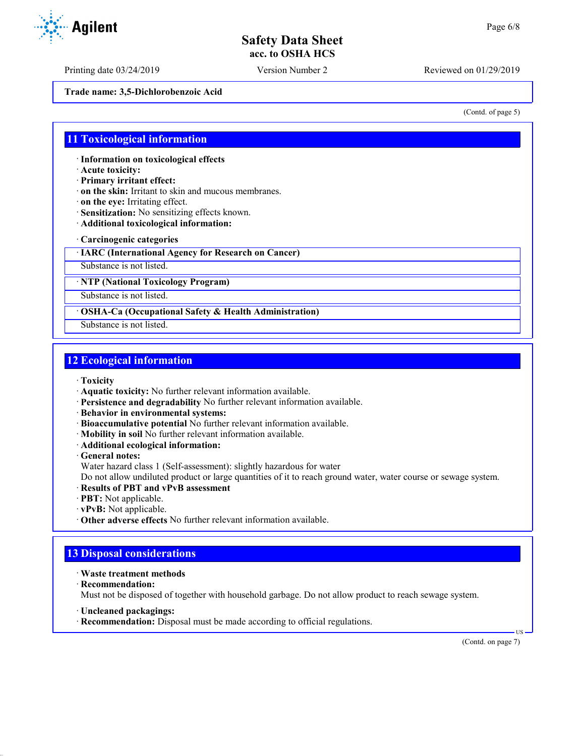Trade name: 3,5-Dichlorobenzoic Acid

(Contd. of page 5)

## 11 Toxicological information

· **Information on toxicological effects**
· **Acute toxicity:**
· **Primary irritant effect:**
· **on the skin:** Irritant to skin and mucous membranes.
· **on the eye:** Irritating effect.
· **Sensitization:** No sensitizing effects known.
· **Additional toxicological information:**

· **Carcinogenic categories**

| · IARC (International Agency for Research on Cancer) |
|---|
| Substance is not listed. |

| · NTP (National Toxicology Program) |
|---|
| Substance is not listed. |

| · OSHA-Ca (Occupational Safety & Health Administration) |
|---|
| Substance is not listed. |

## 12 Ecological information

· **Toxicity**
· **Aquatic toxicity:** No further relevant information available.
· **Persistence and degradability** No further relevant information available.
· **Behavior in environmental systems:**
· **Bioaccumulative potential** No further relevant information available.
· **Mobility in soil** No further relevant information available.
· **Additional ecological information:**
· **General notes:**
Water hazard class 1 (Self-assessment): slightly hazardous for water
Do not allow undiluted product or large quantities of it to reach ground water, water course or sewage system.
· **Results of PBT and vPvB assessment**
· **PBT:** Not applicable.
· **vPvB:** Not applicable.
· **Other adverse effects** No further relevant information available.

## 13 Disposal considerations

· **Waste treatment methods**
· **Recommendation:**
Must not be disposed of together with household garbage. Do not allow product to reach sewage system.

· **Uncleaned packagings:**
· **Recommendation:** Disposal must be made according to official regulations.

(Contd. on page 7)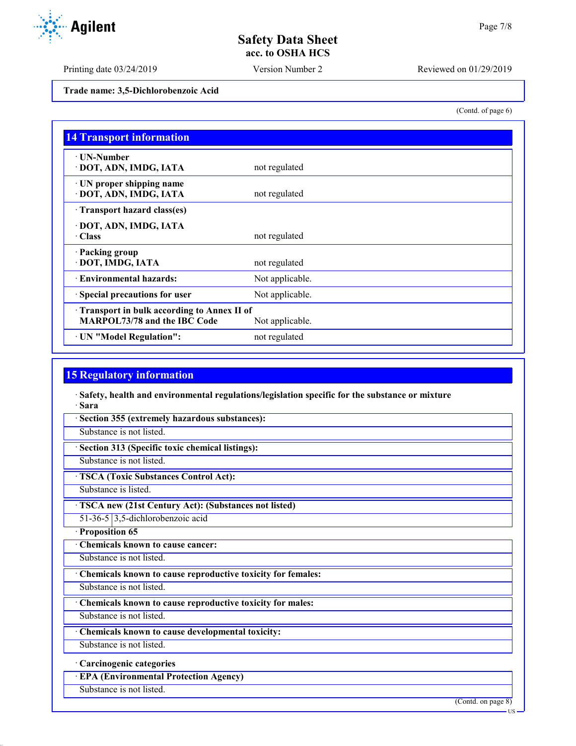Trade name: 3,5-Dichlorobenzoic Acid

(Contd. of page 6)

## 14 Transport information

| | |
|---|---|
| · UN-Number<br>· DOT, ADN, IMDG, IATA | not regulated |
| · UN proper shipping name<br>· DOT, ADN, IMDG, IATA | not regulated |
| · Transport hazard class(es)<br><br>· DOT, ADN, IMDG, IATA<br>· Class | not regulated |
| · Packing group<br>· DOT, IMDG, IATA | not regulated |
| · Environmental hazards: | Not applicable. |
| · Special precautions for user | Not applicable. |
| · Transport in bulk according to Annex II of MARPOL73/78 and the IBC Code | Not applicable. |
| · UN "Model Regulation": | not regulated |

## 15 Regulatory information

· **Safety, health and environmental regulations/legislation specific for the substance or mixture**

· **Sara**

· **Section 355 (extremely hazardous substances):**

Substance is not listed.

· **Section 313 (Specific toxic chemical listings):**

Substance is not listed.

· **TSCA (Toxic Substances Control Act):**

Substance is listed.

· **TSCA new (21st Century Act): (Substances not listed)**

| | |
|---|---|
| 51-36-5 | 3,5-dichlorobenzoic acid |

· **Proposition 65**

· **Chemicals known to cause cancer:**

Substance is not listed.

· **Chemicals known to cause reproductive toxicity for females:**

Substance is not listed.

· **Chemicals known to cause reproductive toxicity for males:**

Substance is not listed.

· **Chemicals known to cause developmental toxicity:**

Substance is not listed.

· **Carcinogenic categories**

· **EPA (Environmental Protection Agency)**

Substance is not listed.

(Contd. on page 8)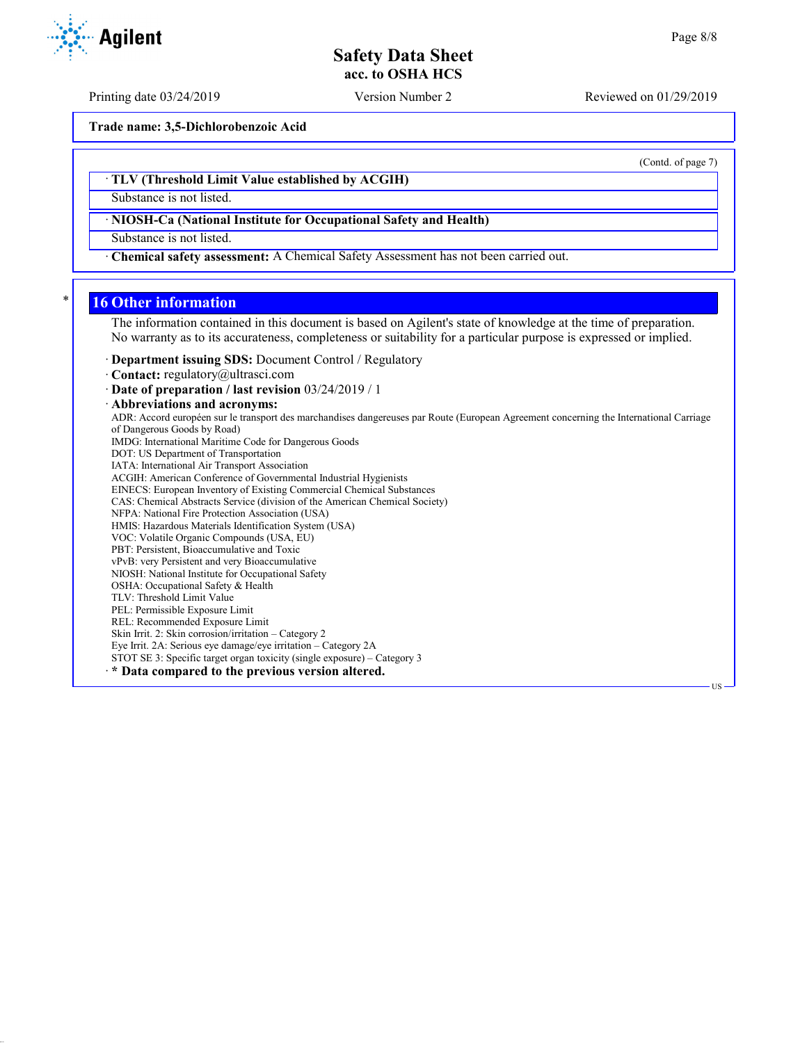Trade name: 3,5-Dichlorobenzoic Acid

(Contd. of page 7)

· **TLV (Threshold Limit Value established by ACGIH)**

Substance is not listed.

· **NIOSH-Ca (National Institute for Occupational Safety and Health)**

Substance is not listed.

· **Chemical safety assessment:** A Chemical Safety Assessment has not been carried out.

## 16 Other information

The information contained in this document is based on Agilent's state of knowledge at the time of preparation. No warranty as to its accurateness, completeness or suitability for a particular purpose is expressed or implied.

· **Department issuing SDS:** Document Control / Regulatory
· **Contact:** regulatory@ultrasci.com
· **Date of preparation / last revision** 03/24/2019 / 1
· **Abbreviations and acronyms:**

ADR: Accord européen sur le transport des marchandises dangereuses par Route (European Agreement concerning the International Carriage of Dangerous Goods by Road)
IMDG: International Maritime Code for Dangerous Goods
DOT: US Department of Transportation
IATA: International Air Transport Association
ACGIH: American Conference of Governmental Industrial Hygienists
EINECS: European Inventory of Existing Commercial Chemical Substances
CAS: Chemical Abstracts Service (division of the American Chemical Society)
NFPA: National Fire Protection Association (USA)
HMIS: Hazardous Materials Identification System (USA)
VOC: Volatile Organic Compounds (USA, EU)
PBT: Persistent, Bioaccumulative and Toxic
vPvB: very Persistent and very Bioaccumulative
NIOSH: National Institute for Occupational Safety
OSHA: Occupational Safety & Health
TLV: Threshold Limit Value
PEL: Permissible Exposure Limit
REL: Recommended Exposure Limit
Skin Irrit. 2: Skin corrosion/irritation – Category 2
Eye Irrit. 2A: Serious eye damage/eye irritation – Category 2A
STOT SE 3: Specific target organ toxicity (single exposure) – Category 3

· **\* Data compared to the previous version altered.**